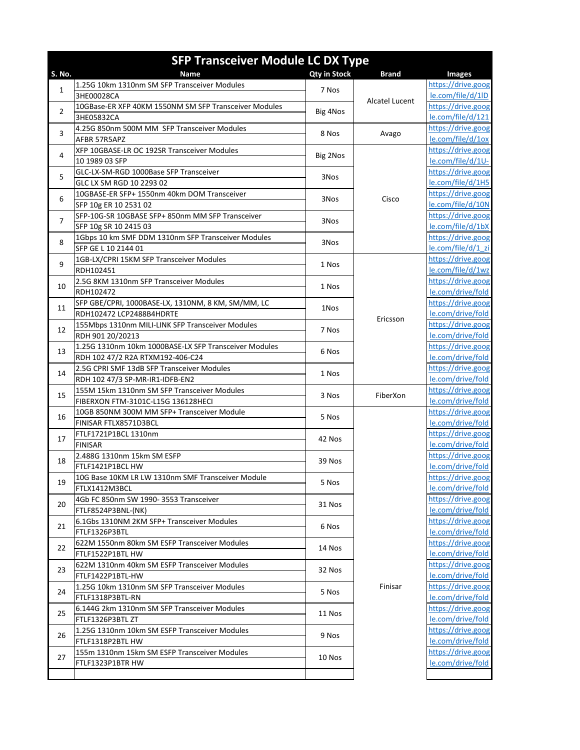# SFP Transceiver Module LC DX Type

| S. No. | Name | Qty in Stock | Brand | Images |
|---|---|---|---|---|
| 1 | 1.25G 10km 1310nm SM SFP Transceiver Modules<br>3HE00028CA | 7 Nos | Alcatel Lucent | https://drive.google.com/file/d/1lD |
| 2 | 10GBase-ER XFP 40KM 1550NM SM SFP Transceiver Modules<br>3HE05832CA | Big 4Nos | Alcatel Lucent | https://drive.google.com/file/d/121 |
| 3 | 4.25G 850nm 500M MM SFP Transceiver Modules<br>AFBR 57R5APZ | 8 Nos | Avago | https://drive.google.com/file/d/1ox |
| 4 | XFP 10GBASE-LR OC 192SR Transceiver Modules<br>10 1989 03 SFP | Big 2Nos | Cisco | https://drive.google.com/file/d/1U- |
| 5 | GLC-LX-SM-RGD 1000Base SFP Transceiver<br>GLC LX SM RGD 10 2293 02 | 3Nos | Cisco | https://drive.google.com/file/d/1H5 |
| 6 | 10GBASE-ER SFP+ 1550nm 40km DOM Transceiver<br>SFP 10g ER 10 2531 02 | 3Nos | Cisco | https://drive.google.com/file/d/10N |
| 7 | SFP-10G-SR 10GBASE SFP+ 850nm MM SFP Transceiver<br>SFP 10g SR 10 2415 03 | 3Nos | Cisco | https://drive.google.com/file/d/1bX |
| 8 | 1Gbps 10 km SMF DDM 1310nm SFP Transceiver Modules<br>SFP GE L 10 2144 01 | 3Nos | Cisco | https://drive.google.com/file/d/1_zi |
| 9 | 1GB-LX/CPRI 15KM SFP Transceiver Modules<br>RDH102451 | 1 Nos | Ericsson | https://drive.google.com/file/d/1wz |
| 10 | 2.5G 8KM 1310nm SFP Transceiver Modules<br>RDH102472 | 1 Nos | Ericsson | https://drive.google.com/drive/fold |
| 11 | SFP GBE/CPRI, 1000BASE-LX, 1310NM, 8 KM, SM/MM, LC<br>RDH102472 LCP2488B4HDRTE | 1Nos | Ericsson | https://drive.google.com/drive/fold |
| 12 | 155Mbps 1310nm MILI-LINK SFP Transceiver Modules<br>RDH 901 20/20213 | 7 Nos | Ericsson | https://drive.google.com/drive/fold |
| 13 | 1.25G 1310nm 10km 1000BASE-LX SFP Transceiver Modules<br>RDH 102 47/2 R2A RTXM192-406-C24 | 6 Nos | Ericsson | https://drive.google.com/drive/fold |
| 14 | 2.5G CPRI SMF 13dB SFP Transceiver Modules<br>RDH 102 47/3 SP-MR-IR1-IDFB-EN2 | 1 Nos | Ericsson | https://drive.google.com/drive/fold |
| 15 | 155M 15km 1310nm SM SFP Transceiver Modules<br>FIBERXON FTM-3101C-L15G 136128HECI | 3 Nos | FiberXon | https://drive.google.com/drive/fold |
| 16 | 10GB 850NM 300M MM SFP+ Transceiver Module<br>FINISAR FTLX8571D3BCL | 5 Nos | Finisar | https://drive.google.com/drive/fold |
| 17 | FTLF1721P1BCL 1310nm<br>FINISAR | 42 Nos | Finisar | https://drive.google.com/drive/fold |
| 18 | 2.488G 1310nm 15km SM ESFP<br>FTLF1421P1BCL HW | 39 Nos | Finisar | https://drive.google.com/drive/fold |
| 19 | 10G Base 10KM LR LW 1310nm SMF Transceiver Module<br>FTLX1412M3BCL | 5 Nos | Finisar | https://drive.google.com/drive/fold |
| 20 | 4Gb FC 850nm SW 1990- 3553 Transceiver<br>FTLF8524P3BNL-(NK) | 31 Nos | Finisar | https://drive.google.com/drive/fold |
| 21 | 6.1Gbs 1310NM 2KM SFP+ Transceiver Modules<br>FTLF1326P3BTL | 6 Nos | Finisar | https://drive.google.com/drive/fold |
| 22 | 622M 1550nm 80km SM ESFP Transceiver Modules<br>FTLF1522P1BTL HW | 14 Nos | Finisar | https://drive.google.com/drive/fold |
| 23 | 622M 1310nm 40km SM ESFP Transceiver Modules<br>FTLF1422P1BTL-HW | 32 Nos | Finisar | https://drive.google.com/drive/fold |
| 24 | 1.25G 10km 1310nm SM SFP Transceiver Modules<br>FTLF1318P3BTL-RN | 5 Nos | Finisar | https://drive.google.com/drive/fold |
| 25 | 6.144G 2km 1310nm SM SFP Transceiver Modules<br>FTLF1326P3BTL ZT | 11 Nos | Finisar | https://drive.google.com/drive/fold |
| 26 | 1.25G 1310nm 10km SM ESFP Transceiver Modules<br>FTLF1318P2BTL HW | 9 Nos | Finisar | https://drive.google.com/drive/fold |
| 27 | 155m 1310nm 15km SM ESFP Transceiver Modules<br>FTLF1323P1BTR HW | 10 Nos | Finisar | https://drive.google.com/drive/fold |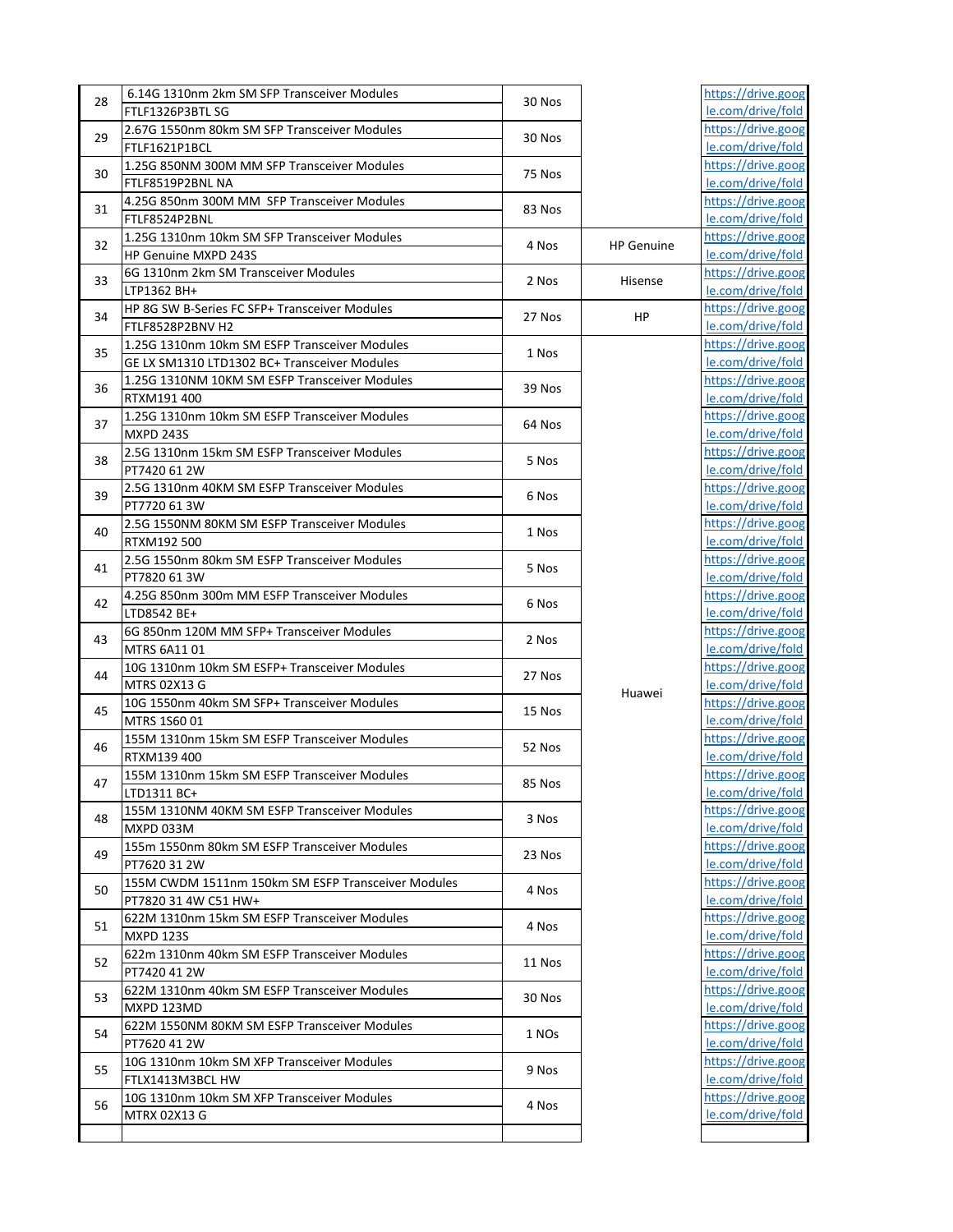| 28 | 6.14G 1310nm 2km SM SFP Transceiver Modules<br>FTLF1326P3BTL SG | 30 Nos | | https://drive.google.com/drive/fold |
|---|---|---|---|---|
| 29 | 2.67G 1550nm 80km SM SFP Transceiver Modules<br>FTLF1621P1BCL | 30 Nos | | https://drive.google.com/drive/fold |
| 30 | 1.25G 850NM 300M MM SFP Transceiver Modules<br>FTLF8519P2BNL NA | 75 Nos | | https://drive.google.com/drive/fold |
| 31 | 4.25G 850nm 300M MM SFP Transceiver Modules<br>FTLF8524P2BNL | 83 Nos | | https://drive.google.com/drive/fold |
| 32 | 1.25G 1310nm 10km SM SFP Transceiver Modules<br>HP Genuine MXPD 243S | 4 Nos | HP Genuine | https://drive.google.com/drive/fold |
| 33 | 6G 1310nm 2km SM Transceiver Modules<br>LTP1362 BH+ | 2 Nos | Hisense | https://drive.google.com/drive/fold |
| 34 | HP 8G SW B-Series FC SFP+ Transceiver Modules<br>FTLF8528P2BNV H2 | 27 Nos | HP | https://drive.google.com/drive/fold |
| 35 | 1.25G 1310nm 10km SM ESFP Transceiver Modules<br>GE LX SM1310 LTD1302 BC+ Transceiver Modules | 1 Nos | Huawei | https://drive.google.com/drive/fold |
| 36 | 1.25G 1310NM 10KM SM ESFP Transceiver Modules<br>RTXM191 400 | 39 Nos | Huawei | https://drive.google.com/drive/fold |
| 37 | 1.25G 1310nm 10km SM ESFP Transceiver Modules<br>MXPD 243S | 64 Nos | Huawei | https://drive.google.com/drive/fold |
| 38 | 2.5G 1310nm 15km SM ESFP Transceiver Modules<br>PT7420 61 2W | 5 Nos | Huawei | https://drive.google.com/drive/fold |
| 39 | 2.5G 1310nm 40KM SM ESFP Transceiver Modules<br>PT7720 61 3W | 6 Nos | Huawei | https://drive.google.com/drive/fold |
| 40 | 2.5G 1550NM 80KM SM ESFP Transceiver Modules<br>RTXM192 500 | 1 Nos | Huawei | https://drive.google.com/drive/fold |
| 41 | 2.5G 1550nm 80km SM ESFP Transceiver Modules<br>PT7820 61 3W | 5 Nos | Huawei | https://drive.google.com/drive/fold |
| 42 | 4.25G 850nm 300m MM ESFP Transceiver Modules<br>LTD8542 BE+ | 6 Nos | Huawei | https://drive.google.com/drive/fold |
| 43 | 6G 850nm 120M MM SFP+ Transceiver Modules<br>MTRS 6A11 01 | 2 Nos | Huawei | https://drive.google.com/drive/fold |
| 44 | 10G 1310nm 10km SM ESFP+ Transceiver Modules<br>MTRS 02X13 G | 27 Nos | Huawei | https://drive.google.com/drive/fold |
| 45 | 10G 1550nm 40km SM SFP+ Transceiver Modules<br>MTRS 1S60 01 | 15 Nos | Huawei | https://drive.google.com/drive/fold |
| 46 | 155M 1310nm 15km SM ESFP Transceiver Modules<br>RTXM139 400 | 52 Nos | Huawei | https://drive.google.com/drive/fold |
| 47 | 155M 1310nm 15km SM ESFP Transceiver Modules<br>LTD1311 BC+ | 85 Nos | Huawei | https://drive.google.com/drive/fold |
| 48 | 155M 1310NM 40KM SM ESFP Transceiver Modules<br>MXPD 033M | 3 Nos | Huawei | https://drive.google.com/drive/fold |
| 49 | 155m 1550nm 80km SM ESFP Transceiver Modules<br>PT7620 31 2W | 23 Nos | Huawei | https://drive.google.com/drive/fold |
| 50 | 155M CWDM 1511nm 150km SM ESFP Transceiver Modules<br>PT7820 31 4W C51 HW+ | 4 Nos | Huawei | https://drive.google.com/drive/fold |
| 51 | 622M 1310nm 15km SM ESFP Transceiver Modules<br>MXPD 123S | 4 Nos | Huawei | https://drive.google.com/drive/fold |
| 52 | 622m 1310nm 40km SM ESFP Transceiver Modules<br>PT7420 41 2W | 11 Nos | Huawei | https://drive.google.com/drive/fold |
| 53 | 622M 1310nm 40km SM ESFP Transceiver Modules<br>MXPD 123MD | 30 Nos | Huawei | https://drive.google.com/drive/fold |
| 54 | 622M 1550NM 80KM SM ESFP Transceiver Modules<br>PT7620 41 2W | 1 NOs | Huawei | https://drive.google.com/drive/fold |
| 55 | 10G 1310nm 10km SM XFP Transceiver Modules<br>FTLX1413M3BCL HW | 9 Nos | Huawei | https://drive.google.com/drive/fold |
| 56 | 10G 1310nm 10km SM XFP Transceiver Modules<br>MTRX 02X13 G | 4 Nos | Huawei | https://drive.google.com/drive/fold |
| | | | | |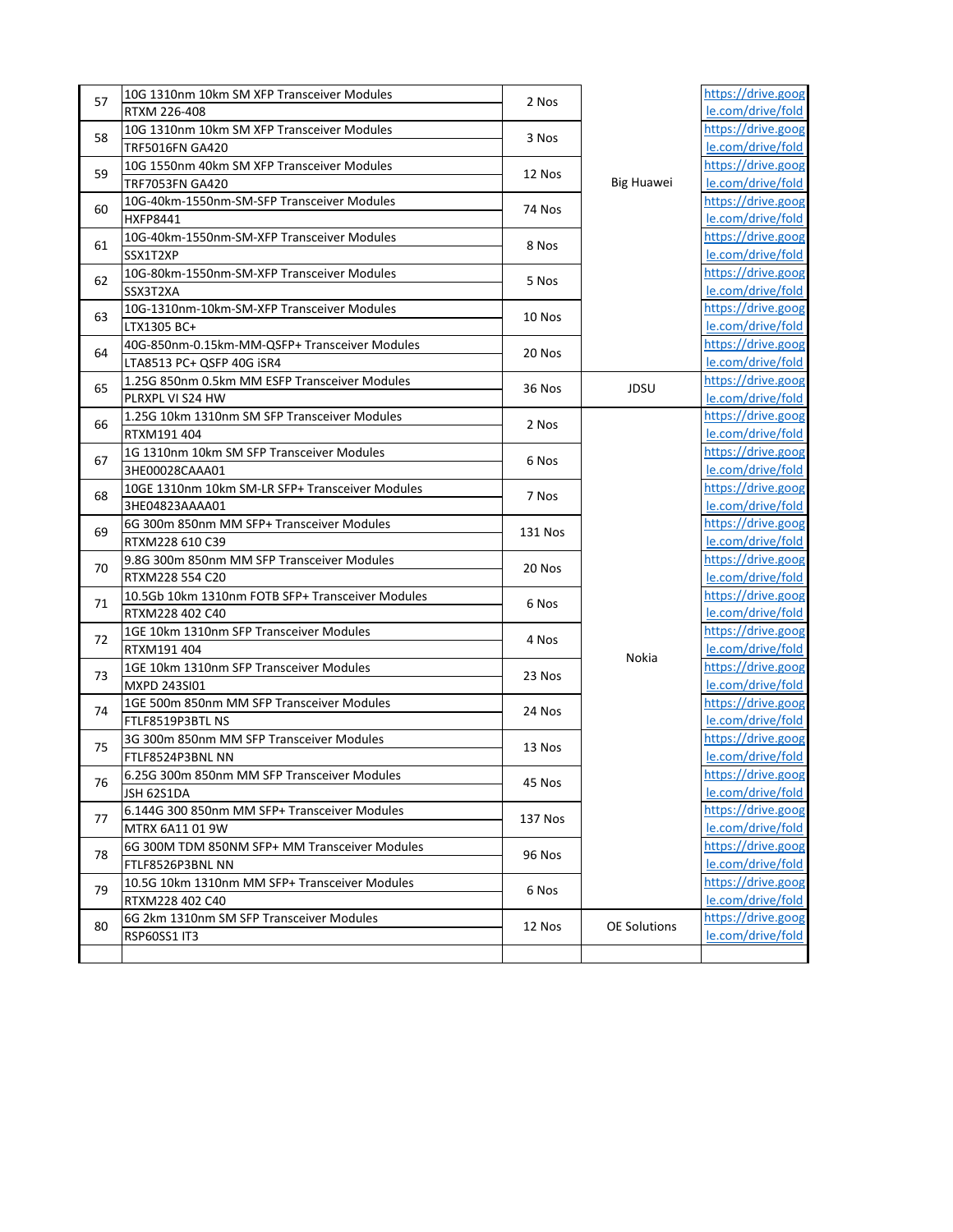| 57 | 10G 1310nm 10km SM XFP Transceiver Modules<br>RTXM 226-408 | 2 Nos | Big Huawei | https://drive.google.com/drive/fold |
|---|---|---|---|---|
| 58 | 10G 1310nm 10km SM XFP Transceiver Modules<br>TRF5016FN GA420 | 3 Nos | | https://drive.google.com/drive/fold |
| 59 | 10G 1550nm 40km SM XFP Transceiver Modules<br>TRF7053FN GA420 | 12 Nos | | https://drive.google.com/drive/fold |
| 60 | 10G-40km-1550nm-SM-SFP Transceiver Modules<br>HXFP8441 | 74 Nos | | https://drive.google.com/drive/fold |
| 61 | 10G-40km-1550nm-SM-XFP Transceiver Modules<br>SSX1T2XP | 8 Nos | | https://drive.google.com/drive/fold |
| 62 | 10G-80km-1550nm-SM-XFP Transceiver Modules<br>SSX3T2XA | 5 Nos | | https://drive.google.com/drive/fold |
| 63 | 10G-1310nm-10km-SM-XFP Transceiver Modules<br>LTX1305 BC+ | 10 Nos | | https://drive.google.com/drive/fold |
| 64 | 40G-850nm-0.15km-MM-QSFP+ Transceiver Modules<br>LTA8513 PC+ QSFP 40G iSR4 | 20 Nos | | https://drive.google.com/drive/fold |
| 65 | 1.25G 850nm 0.5km MM ESFP Transceiver Modules<br>PLRXPL VI S24 HW | 36 Nos | JDSU | https://drive.google.com/drive/fold |
| 66 | 1.25G 10km 1310nm SM SFP Transceiver Modules<br>RTXM191 404 | 2 Nos | Nokia | https://drive.google.com/drive/fold |
| 67 | 1G 1310nm 10km SM SFP Transceiver Modules<br>3HE00028CAAA01 | 6 Nos | | https://drive.google.com/drive/fold |
| 68 | 10GE 1310nm 10km SM-LR SFP+ Transceiver Modules<br>3HE04823AAAA01 | 7 Nos | | https://drive.google.com/drive/fold |
| 69 | 6G 300m 850nm MM SFP+ Transceiver Modules<br>RTXM228 610 C39 | 131 Nos | | https://drive.google.com/drive/fold |
| 70 | 9.8G 300m 850nm MM SFP Transceiver Modules<br>RTXM228 554 C20 | 20 Nos | | https://drive.google.com/drive/fold |
| 71 | 10.5Gb 10km 1310nm FOTB SFP+ Transceiver Modules<br>RTXM228 402 C40 | 6 Nos | | https://drive.google.com/drive/fold |
| 72 | 1GE 10km 1310nm SFP Transceiver Modules<br>RTXM191 404 | 4 Nos | | https://drive.google.com/drive/fold |
| 73 | 1GE 10km 1310nm SFP Transceiver Modules<br>MXPD 243SI01 | 23 Nos | | https://drive.google.com/drive/fold |
| 74 | 1GE 500m 850nm MM SFP Transceiver Modules<br>FTLF8519P3BTL NS | 24 Nos | | https://drive.google.com/drive/fold |
| 75 | 3G 300m 850nm MM SFP Transceiver Modules<br>FTLF8524P3BNL NN | 13 Nos | | https://drive.google.com/drive/fold |
| 76 | 6.25G 300m 850nm MM SFP Transceiver Modules<br>JSH 62S1DA | 45 Nos | | https://drive.google.com/drive/fold |
| 77 | 6.144G 300 850nm MM SFP+ Transceiver Modules<br>MTRX 6A11 01 9W | 137 Nos | | https://drive.google.com/drive/fold |
| 78 | 6G 300M TDM 850NM SFP+ MM Transceiver Modules<br>FTLF8526P3BNL NN | 96 Nos | | https://drive.google.com/drive/fold |
| 79 | 10.5G 10km 1310nm MM SFP+ Transceiver Modules<br>RTXM228 402 C40 | 6 Nos | | https://drive.google.com/drive/fold |
| 80 | 6G 2km 1310nm SM SFP Transceiver Modules<br>RSP60SS1 IT3 | 12 Nos | OE Solutions | https://drive.google.com/drive/fold |
| | | | | |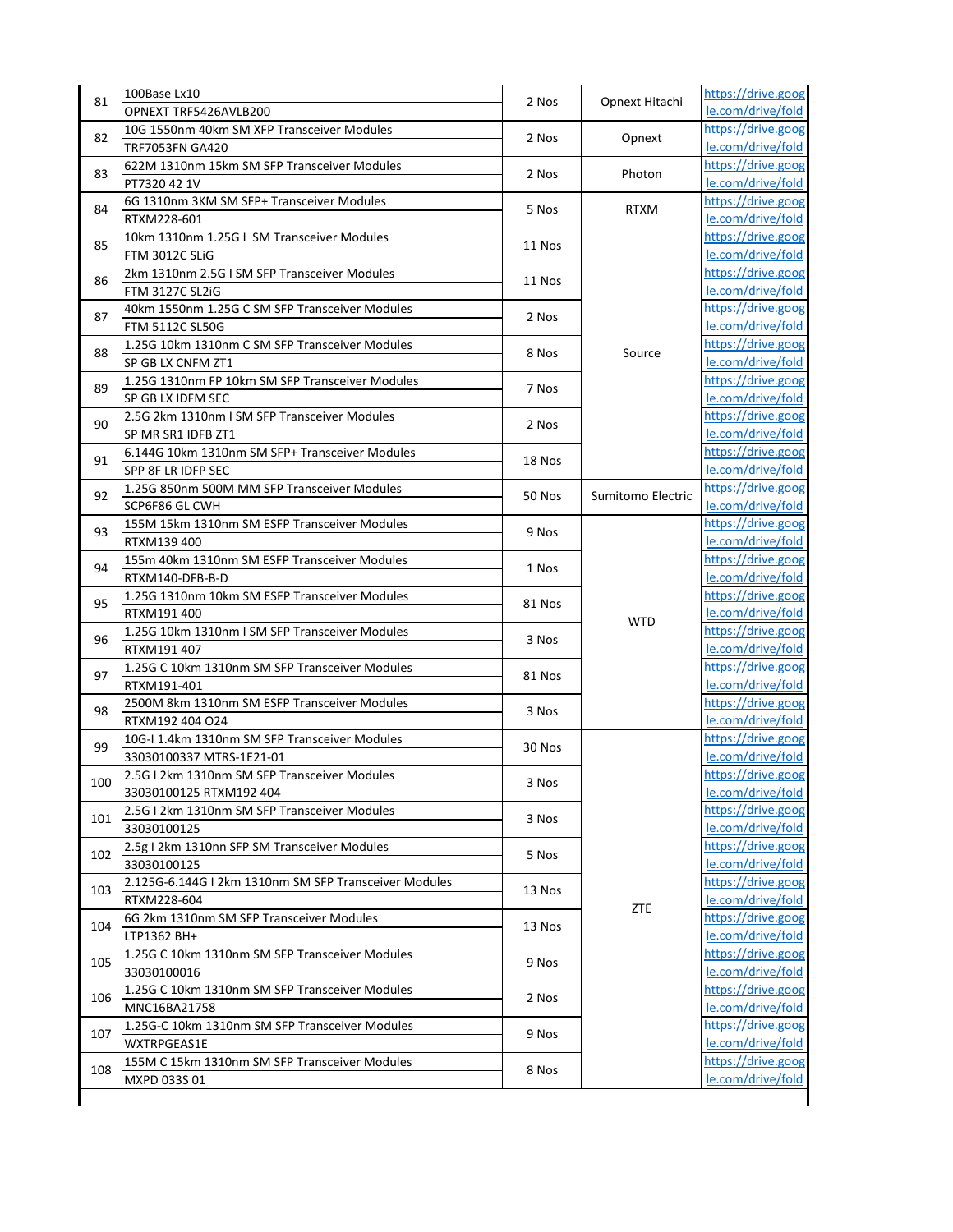| | | | | |
|---|---|---|---|---|
| 81 | 100Base Lx10<br>OPNEXT TRF5426AVLB200 | 2 Nos | Opnext Hitachi | https://drive.google.com/drive/fold |
| 82 | 10G 1550nm 40km SM XFP Transceiver Modules<br>TRF7053FN GA420 | 2 Nos | Opnext | https://drive.google.com/drive/fold |
| 83 | 622M 1310nm 15km SM SFP Transceiver Modules<br>PT7320 42 1V | 2 Nos | Photon | https://drive.google.com/drive/fold |
| 84 | 6G 1310nm 3KM SM SFP+ Transceiver Modules<br>RTXM228-601 | 5 Nos | RTXM | https://drive.google.com/drive/fold |
| 85 | 10km 1310nm 1.25G I SM Transceiver Modules<br>FTM 3012C SLiG | 11 Nos | Source | https://drive.google.com/drive/fold |
| 86 | 2km 1310nm 2.5G I SM SFP Transceiver Modules<br>FTM 3127C SL2iG | 11 Nos | | https://drive.google.com/drive/fold |
| 87 | 40km 1550nm 1.25G C SM SFP Transceiver Modules<br>FTM 5112C SL50G | 2 Nos | | https://drive.google.com/drive/fold |
| 88 | 1.25G 10km 1310nm C SM SFP Transceiver Modules<br>SP GB LX CNFM ZT1 | 8 Nos | | https://drive.google.com/drive/fold |
| 89 | 1.25G 1310nm FP 10km SM SFP Transceiver Modules<br>SP GB LX IDFM SEC | 7 Nos | | https://drive.google.com/drive/fold |
| 90 | 2.5G 2km 1310nm I SM SFP Transceiver Modules<br>SP MR SR1 IDFB ZT1 | 2 Nos | | https://drive.google.com/drive/fold |
| 91 | 6.144G 10km 1310nm SM SFP+ Transceiver Modules<br>SPP 8F LR IDFP SEC | 18 Nos | | https://drive.google.com/drive/fold |
| 92 | 1.25G 850nm 500M MM SFP Transceiver Modules<br>SCP6F86 GL CWH | 50 Nos | Sumitomo Electric | https://drive.google.com/drive/fold |
| 93 | 155M 15km 1310nm SM ESFP Transceiver Modules<br>RTXM139 400 | 9 Nos | WTD | https://drive.google.com/drive/fold |
| 94 | 155m 40km 1310nm SM ESFP Transceiver Modules<br>RTXM140-DFB-B-D | 1 Nos | | https://drive.google.com/drive/fold |
| 95 | 1.25G 1310nm 10km SM ESFP Transceiver Modules<br>RTXM191 400 | 81 Nos | | https://drive.google.com/drive/fold |
| 96 | 1.25G 10km 1310nm I SM SFP Transceiver Modules<br>RTXM191 407 | 3 Nos | | https://drive.google.com/drive/fold |
| 97 | 1.25G C 10km 1310nm SM SFP Transceiver Modules<br>RTXM191-401 | 81 Nos | | https://drive.google.com/drive/fold |
| 98 | 2500M 8km 1310nm SM ESFP Transceiver Modules<br>RTXM192 404 O24 | 3 Nos | | https://drive.google.com/drive/fold |
| 99 | 10G-I 1.4km 1310nm SM SFP Transceiver Modules<br>33030100337 MTRS-1E21-01 | 30 Nos | ZTE | https://drive.google.com/drive/fold |
| 100 | 2.5G I 2km 1310nm SM SFP Transceiver Modules<br>33030100125 RTXM192 404 | 3 Nos | | https://drive.google.com/drive/fold |
| 101 | 2.5G I 2km 1310nm SM SFP Transceiver Modules<br>33030100125 | 3 Nos | | https://drive.google.com/drive/fold |
| 102 | 2.5g I 2km 1310nn SFP SM Transceiver Modules<br>33030100125 | 5 Nos | | https://drive.google.com/drive/fold |
| 103 | 2.125G-6.144G I 2km 1310nm SM SFP Transceiver Modules<br>RTXM228-604 | 13 Nos | | https://drive.google.com/drive/fold |
| 104 | 6G 2km 1310nm SM SFP Transceiver Modules<br>LTP1362 BH+ | 13 Nos | | https://drive.google.com/drive/fold |
| 105 | 1.25G C 10km 1310nm SM SFP Transceiver Modules<br>33030100016 | 9 Nos | | https://drive.google.com/drive/fold |
| 106 | 1.25G C 10km 1310nm SM SFP Transceiver Modules<br>MNC16BA21758 | 2 Nos | | https://drive.google.com/drive/fold |
| 107 | 1.25G-C 10km 1310nm SM SFP Transceiver Modules<br>WXTRPGEAS1E | 9 Nos | | https://drive.google.com/drive/fold |
| 108 | 155M C 15km 1310nm SM SFP Transceiver Modules<br>MXPD 033S 01 | 8 Nos | | https://drive.google.com/drive/fold |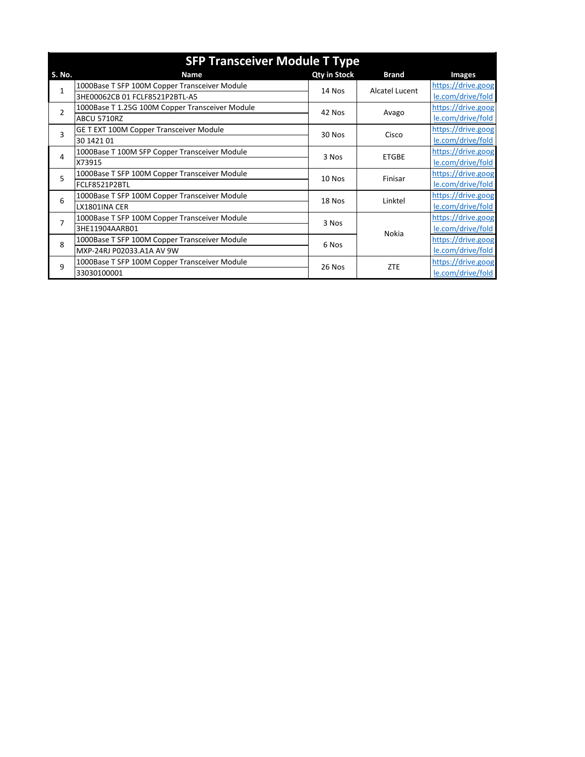# SFP Transceiver Module T Type

| S. No. | Name | Qty in Stock | Brand | Images |
|---|---|---|---|---|
| 1 | 1000Base T SFP 100M Copper Transceiver Module<br>3HE00062CB 01 FCLF8521P2BTL-A5 | 14 Nos | Alcatel Lucent | https://drive.google.com/drive/fold |
| 2 | 1000Base T 1.25G 100M Copper Transceiver Module<br>ABCU 5710RZ | 42 Nos | Avago | https://drive.google.com/drive/fold |
| 3 | GE T EXT 100M Copper Transceiver Module<br>30 1421 01 | 30 Nos | Cisco | https://drive.google.com/drive/fold |
| 4 | 1000Base T 100M SFP Copper Transceiver Module<br>X73915 | 3 Nos | ETGBE | https://drive.google.com/drive/fold |
| 5 | 1000Base T SFP 100M Copper Transceiver Module<br>FCLF8521P2BTL | 10 Nos | Finisar | https://drive.google.com/drive/fold |
| 6 | 1000Base T SFP 100M Copper Transceiver Module<br>LX1801INA CER | 18 Nos | Linktel | https://drive.google.com/drive/fold |
| 7 | 1000Base T SFP 100M Copper Transceiver Module<br>3HE11904AARB01 | 3 Nos | Nokia | https://drive.google.com/drive/fold |
| 8 | 1000Base T SFP 100M Copper Transceiver Module<br>MXP-24RJ P02033.A1A AV 9W | 6 Nos | | https://drive.google.com/drive/fold |
| 9 | 1000Base T SFP 100M Copper Transceiver Module<br>33030100001 | 26 Nos | ZTE | https://drive.google.com/drive/fold |